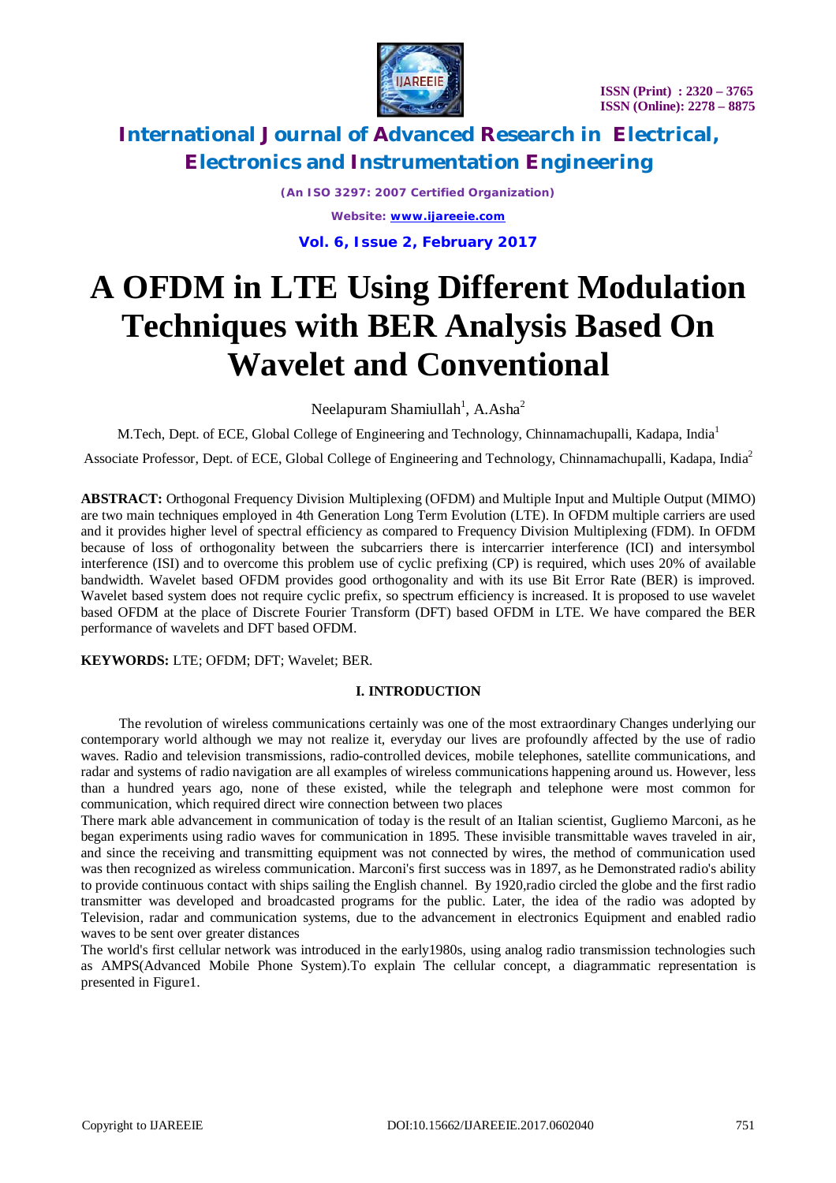# A OFDM in LTE Using Different Modulation Techniques with BER Analysis Based On Wavelet and Conventional

Neelapuram Shamiullah[1], A.Asha[2]

M.Tech, Dept. of ECE, Global College of Engineering and Technology, Chinnamachupalli, Kadapa, India[1]

Associate Professor, Dept. of ECE, Global College of Engineering and Technology, Chinnamachupalli, Kadapa, India[2]

**ABSTRACT:** Orthogonal Frequency Division Multiplexing (OFDM) and Multiple Input and Multiple Output (MIMO) are two main techniques employed in 4th Generation Long Term Evolution (LTE). In OFDM multiple carriers are used and it provides higher level of spectral efficiency as compared to Frequency Division Multiplexing (FDM). In OFDM because of loss of orthogonality between the subcarriers there is intercarrier interference (ICI) and intersymbol interference (ISI) and to overcome this problem use of cyclic prefixing (CP) is required, which uses 20% of available bandwidth. Wavelet based OFDM provides good orthogonality and with its use Bit Error Rate (BER) is improved. Wavelet based system does not require cyclic prefix, so spectrum efficiency is increased. It is proposed to use wavelet based OFDM at the place of Discrete Fourier Transform (DFT) based OFDM in LTE. We have compared the BER performance of wavelets and DFT based OFDM.

**KEYWORDS:** LTE; OFDM; DFT; Wavelet; BER.

## I. INTRODUCTION

The revolution of wireless communications certainly was one of the most extraordinary Changes underlying our contemporary world although we may not realize it, everyday our lives are profoundly affected by the use of radio waves. Radio and television transmissions, radio-controlled devices, mobile telephones, satellite communications, and radar and systems of radio navigation are all examples of wireless communications happening around us. However, less than a hundred years ago, none of these existed, while the telegraph and telephone were most common for communication, which required direct wire connection between two places

There mark able advancement in communication of today is the result of an Italian scientist, Gugliemo Marconi, as he began experiments using radio waves for communication in 1895. These invisible transmittable waves traveled in air, and since the receiving and transmitting equipment was not connected by wires, the method of communication used was then recognized as wireless communication. Marconi's first success was in 1897, as he Demonstrated radio's ability to provide continuous contact with ships sailing the English channel. By 1920,radio circled the globe and the first radio transmitter was developed and broadcasted programs for the public. Later, the idea of the radio was adopted by Television, radar and communication systems, due to the advancement in electronics Equipment and enabled radio waves to be sent over greater distances

The world's first cellular network was introduced in the early1980s, using analog radio transmission technologies such as AMPS(Advanced Mobile Phone System).To explain The cellular concept, a diagrammatic representation is presented in Figure1.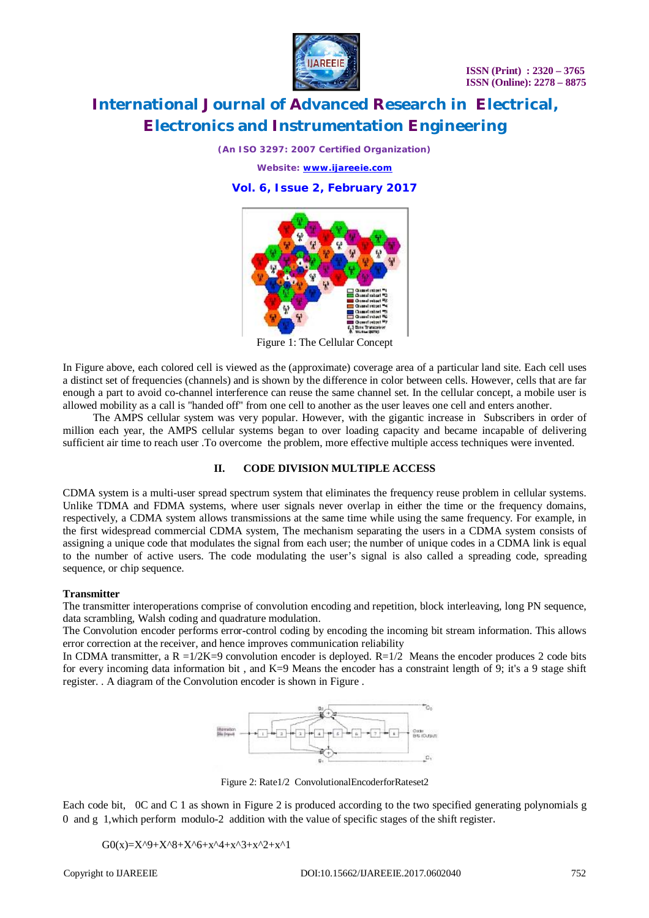Figure 1: The Cellular Concept

In Figure above, each colored cell is viewed as the (approximate) coverage area of a particular land site. Each cell uses a distinct set of frequencies (channels) and is shown by the difference in color between cells. However, cells that are far enough a part to avoid co-channel interference can reuse the same channel set. In the cellular concept, a mobile user is allowed mobility as a call is "handed off" from one cell to another as the user leaves one cell and enters another.

The AMPS cellular system was very popular. However, with the gigantic increase in Subscribers in order of million each year, the AMPS cellular systems began to over loading capacity and became incapable of delivering sufficient air time to reach user .To overcome the problem, more effective multiple access techniques were invented.

## II. CODE DIVISION MULTIPLE ACCESS

CDMA system is a multi-user spread spectrum system that eliminates the frequency reuse problem in cellular systems. Unlike TDMA and FDMA systems, where user signals never overlap in either the time or the frequency domains, respectively, a CDMA system allows transmissions at the same time while using the same frequency. For example, in the first widespread commercial CDMA system, The mechanism separating the users in a CDMA system consists of assigning a unique code that modulates the signal from each user; the number of unique codes in a CDMA link is equal to the number of active users. The code modulating the user's signal is also called a spreading code, spreading sequence, or chip sequence.

**Transmitter**

The transmitter interoperations comprise of convolution encoding and repetition, block interleaving, long PN sequence, data scrambling, Walsh coding and quadrature modulation.

The Convolution encoder performs error-control coding by encoding the incoming bit stream information. This allows error correction at the receiver, and hence improves communication reliability

In CDMA transmitter, a R =1/2K=9 convolution encoder is deployed. R=1/2 Means the encoder produces 2 code bits for every incoming data information bit , and K=9 Means the encoder has a constraint length of 9; it's a 9 stage shift register. . A diagram of the Convolution encoder is shown in Figure .

Figure 2: Rate1/2 ConvolutionalEncoderforRateset2

Each code bit, 0C and C 1 as shown in Figure 2 is produced according to the two specified generating polynomials g 0 and g 1,which perform modulo-2 addition with the value of specific stages of the shift register.

$$G0(x)=X^9+X^8+X^6+x^4+x^3+x^2+x^1$$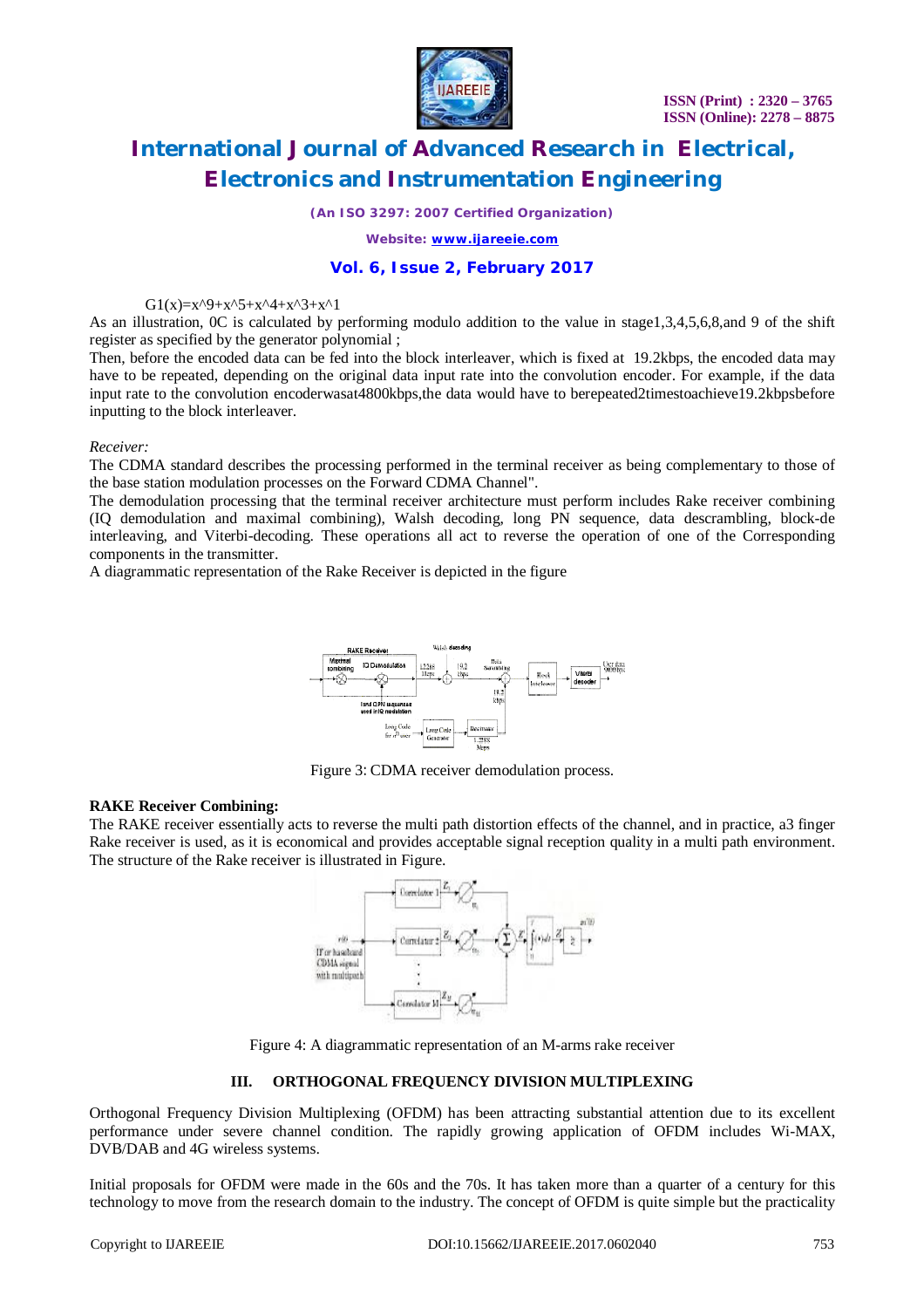G1(x)=x^9+x^5+x^4+x^3+x^1

As an illustration, 0C is calculated by performing modulo addition to the value in stage1,3,4,5,6,8,and 9 of the shift register as specified by the generator polynomial ;

Then, before the encoded data can be fed into the block interleaver, which is fixed at 19.2kbps, the encoded data may have to be repeated, depending on the original data input rate into the convolution encoder. For example, if the data input rate to the convolution encoderwasat4800kbps,the data would have to berepeated2timestoachieve19.2kbpsbefore inputting to the block interleaver.

*Receiver:*

The CDMA standard describes the processing performed in the terminal receiver as being complementary to those of the base station modulation processes on the Forward CDMA Channel".

The demodulation processing that the terminal receiver architecture must perform includes Rake receiver combining (IQ demodulation and maximal combining), Walsh decoding, long PN sequence, data descrambling, block-de interleaving, and Viterbi-decoding. These operations all act to reverse the operation of one of the Corresponding components in the transmitter.

A diagrammatic representation of the Rake Receiver is depicted in the figure

Figure 3: CDMA receiver demodulation process.

**RAKE Receiver Combining:**

The RAKE receiver essentially acts to reverse the multi path distortion effects of the channel, and in practice, a3 finger Rake receiver is used, as it is economical and provides acceptable signal reception quality in a multi path environment. The structure of the Rake receiver is illustrated in Figure.

Figure 4: A diagrammatic representation of an M-arms rake receiver

## III. ORTHOGONAL FREQUENCY DIVISION MULTIPLEXING

Orthogonal Frequency Division Multiplexing (OFDM) has been attracting substantial attention due to its excellent performance under severe channel condition. The rapidly growing application of OFDM includes Wi-MAX, DVB/DAB and 4G wireless systems.

Initial proposals for OFDM were made in the 60s and the 70s. It has taken more than a quarter of a century for this technology to move from the research domain to the industry. The concept of OFDM is quite simple but the practicality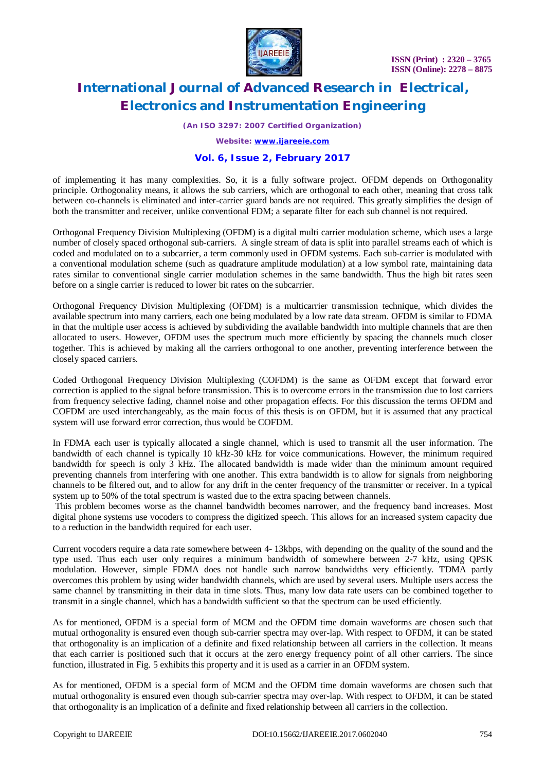of implementing it has many complexities. So, it is a fully software project. OFDM depends on Orthogonality principle. Orthogonality means, it allows the sub carriers, which are orthogonal to each other, meaning that cross talk between co-channels is eliminated and inter-carrier guard bands are not required. This greatly simplifies the design of both the transmitter and receiver, unlike conventional FDM; a separate filter for each sub channel is not required.

Orthogonal Frequency Division Multiplexing (OFDM) is a digital multi carrier modulation scheme, which uses a large number of closely spaced orthogonal sub-carriers. A single stream of data is split into parallel streams each of which is coded and modulated on to a subcarrier, a term commonly used in OFDM systems. Each sub-carrier is modulated with a conventional modulation scheme (such as quadrature amplitude modulation) at a low symbol rate, maintaining data rates similar to conventional single carrier modulation schemes in the same bandwidth. Thus the high bit rates seen before on a single carrier is reduced to lower bit rates on the subcarrier.

Orthogonal Frequency Division Multiplexing (OFDM) is a multicarrier transmission technique, which divides the available spectrum into many carriers, each one being modulated by a low rate data stream. OFDM is similar to FDMA in that the multiple user access is achieved by subdividing the available bandwidth into multiple channels that are then allocated to users. However, OFDM uses the spectrum much more efficiently by spacing the channels much closer together. This is achieved by making all the carriers orthogonal to one another, preventing interference between the closely spaced carriers.

Coded Orthogonal Frequency Division Multiplexing (COFDM) is the same as OFDM except that forward error correction is applied to the signal before transmission. This is to overcome errors in the transmission due to lost carriers from frequency selective fading, channel noise and other propagation effects. For this discussion the terms OFDM and COFDM are used interchangeably, as the main focus of this thesis is on OFDM, but it is assumed that any practical system will use forward error correction, thus would be COFDM.

In FDMA each user is typically allocated a single channel, which is used to transmit all the user information. The bandwidth of each channel is typically 10 kHz-30 kHz for voice communications. However, the minimum required bandwidth for speech is only 3 kHz. The allocated bandwidth is made wider than the minimum amount required preventing channels from interfering with one another. This extra bandwidth is to allow for signals from neighboring channels to be filtered out, and to allow for any drift in the center frequency of the transmitter or receiver. In a typical system up to 50% of the total spectrum is wasted due to the extra spacing between channels.
This problem becomes worse as the channel bandwidth becomes narrower, and the frequency band increases. Most digital phone systems use vocoders to compress the digitized speech. This allows for an increased system capacity due to a reduction in the bandwidth required for each user.

Current vocoders require a data rate somewhere between 4- 13kbps, with depending on the quality of the sound and the type used. Thus each user only requires a minimum bandwidth of somewhere between 2-7 kHz, using QPSK modulation. However, simple FDMA does not handle such narrow bandwidths very efficiently. TDMA partly overcomes this problem by using wider bandwidth channels, which are used by several users. Multiple users access the same channel by transmitting in their data in time slots. Thus, many low data rate users can be combined together to transmit in a single channel, which has a bandwidth sufficient so that the spectrum can be used efficiently.

As for mentioned, OFDM is a special form of MCM and the OFDM time domain waveforms are chosen such that mutual orthogonality is ensured even though sub-carrier spectra may over-lap. With respect to OFDM, it can be stated that orthogonality is an implication of a definite and fixed relationship between all carriers in the collection. It means that each carrier is positioned such that it occurs at the zero energy frequency point of all other carriers. The since function, illustrated in Fig. 5 exhibits this property and it is used as a carrier in an OFDM system.

As for mentioned, OFDM is a special form of MCM and the OFDM time domain waveforms are chosen such that mutual orthogonality is ensured even though sub-carrier spectra may over-lap. With respect to OFDM, it can be stated that orthogonality is an implication of a definite and fixed relationship between all carriers in the collection.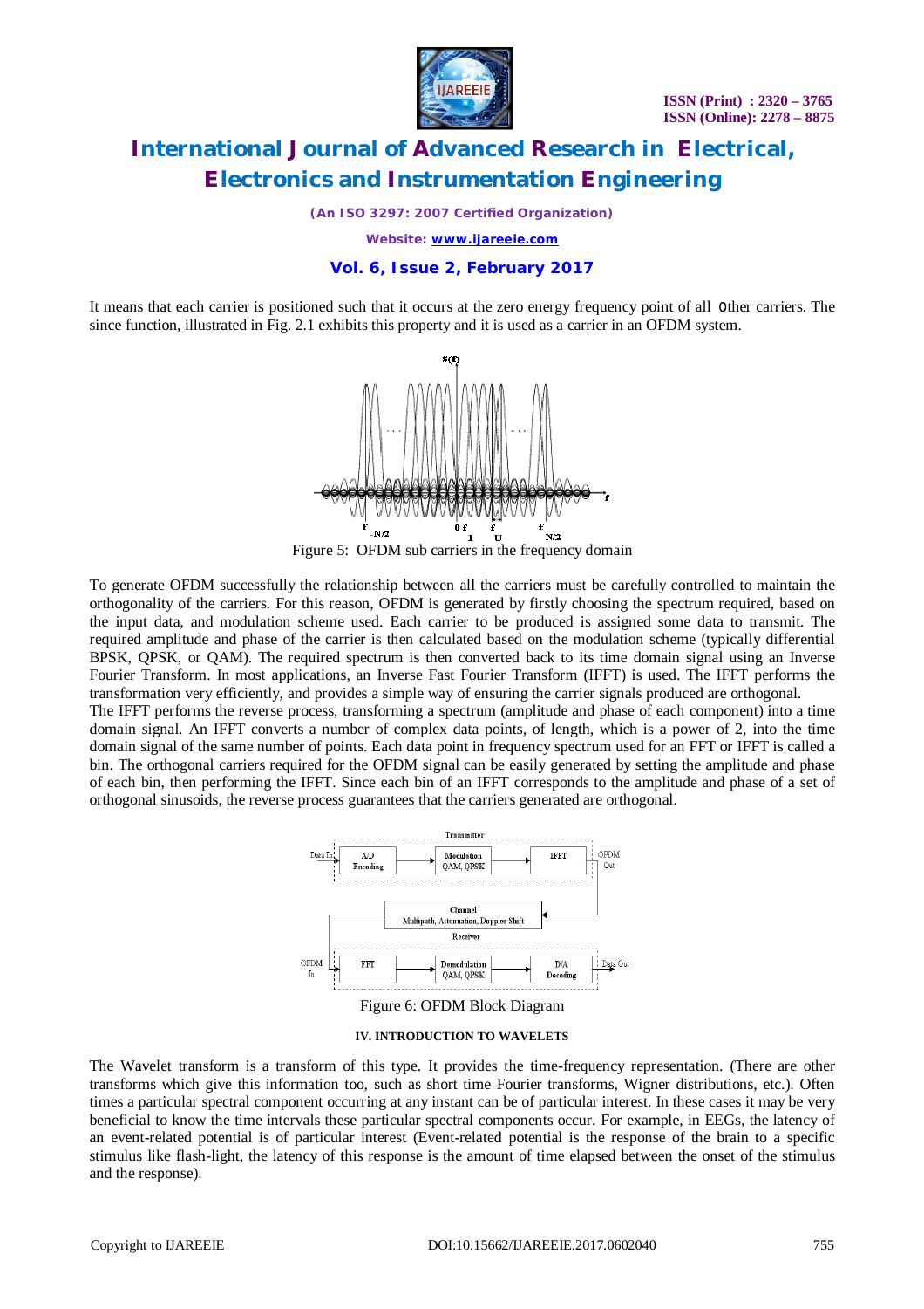It means that each carrier is positioned such that it occurs at the zero energy frequency point of all Other carriers. The since function, illustrated in Fig. 2.1 exhibits this property and it is used as a carrier in an OFDM system.

S(f)

f

$f_{-N/2}$ 0 $f_1$ $f_U$ $f_{N/2}$

Figure 5: OFDM sub carriers in the frequency domain

To generate OFDM successfully the relationship between all the carriers must be carefully controlled to maintain the orthogonality of the carriers. For this reason, OFDM is generated by firstly choosing the spectrum required, based on the input data, and modulation scheme used. Each carrier to be produced is assigned some data to transmit. The required amplitude and phase of the carrier is then calculated based on the modulation scheme (typically differential BPSK, QPSK, or QAM). The required spectrum is then converted back to its time domain signal using an Inverse Fourier Transform. In most applications, an Inverse Fast Fourier Transform (IFFT) is used. The IFFT performs the transformation very efficiently, and provides a simple way of ensuring the carrier signals produced are orthogonal.
The IFFT performs the reverse process, transforming a spectrum (amplitude and phase of each component) into a time domain signal. An IFFT converts a number of complex data points, of length, which is a power of 2, into the time domain signal of the same number of points. Each data point in frequency spectrum used for an FFT or IFFT is called a bin. The orthogonal carriers required for the OFDM signal can be easily generated by setting the amplitude and phase of each bin, then performing the IFFT. Since each bin of an IFFT corresponds to the amplitude and phase of a set of orthogonal sinusoids, the reverse process guarantees that the carriers generated are orthogonal.

Transmitter

Data In

A/D Encoding

Modulation QAM, QPSK

IFFT

OFDM Out

Channel

Multipath, Attenuation, Doppler Shift

Receiver

OFDM In

FFT

Demodulation QAM, QPSK

D/A Decoding

Data Out

Figure 6: OFDM Block Diagram

## IV. INTRODUCTION TO WAVELETS

The Wavelet transform is a transform of this type. It provides the time-frequency representation. (There are other transforms which give this information too, such as short time Fourier transforms, Wigner distributions, etc.). Often times a particular spectral component occurring at any instant can be of particular interest. In these cases it may be very beneficial to know the time intervals these particular spectral components occur. For example, in EEGs, the latency of an event-related potential is of particular interest (Event-related potential is the response of the brain to a specific stimulus like flash-light, the latency of this response is the amount of time elapsed between the onset of the stimulus and the response).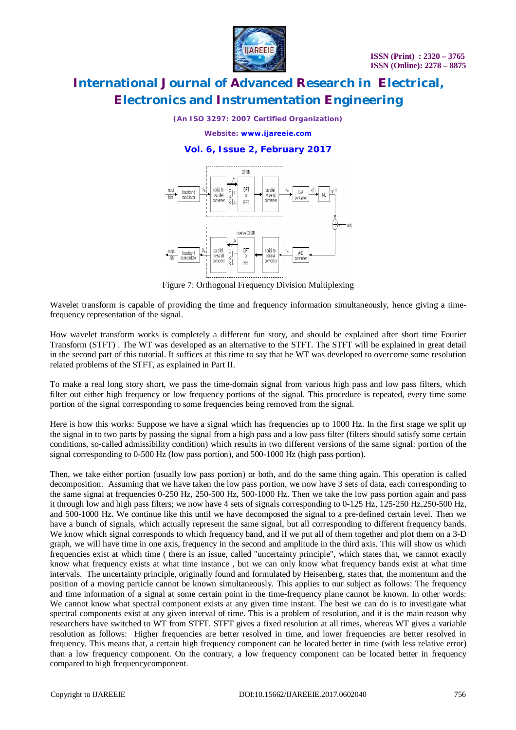Figure 7: Orthogonal Frequency Division Multiplexing

Wavelet transform is capable of providing the time and frequency information simultaneously, hence giving a time-frequency representation of the signal.

How wavelet transform works is completely a different fun story, and should be explained after short time Fourier Transform (STFT) . The WT was developed as an alternative to the STFT. The STFT will be explained in great detail in the second part of this tutorial. It suffices at this time to say that he WT was developed to overcome some resolution related problems of the STFT, as explained in Part II.

To make a real long story short, we pass the time-domain signal from various high pass and low pass filters, which filter out either high frequency or low frequency portions of the signal. This procedure is repeated, every time some portion of the signal corresponding to some frequencies being removed from the signal.

Here is how this works: Suppose we have a signal which has frequencies up to 1000 Hz. In the first stage we split up the signal in to two parts by passing the signal from a high pass and a low pass filter (filters should satisfy some certain conditions, so-called admissibility condition) which results in two different versions of the same signal: portion of the signal corresponding to 0-500 Hz (low pass portion), and 500-1000 Hz (high pass portion).

Then, we take either portion (usually low pass portion) or both, and do the same thing again. This operation is called decomposition. Assuming that we have taken the low pass portion, we now have 3 sets of data, each corresponding to the same signal at frequencies 0-250 Hz, 250-500 Hz, 500-1000 Hz. Then we take the low pass portion again and pass it through low and high pass filters; we now have 4 sets of signals corresponding to 0-125 Hz, 125-250 Hz,250-500 Hz, and 500-1000 Hz. We continue like this until we have decomposed the signal to a pre-defined certain level. Then we have a bunch of signals, which actually represent the same signal, but all corresponding to different frequency bands. We know which signal corresponds to which frequency band, and if we put all of them together and plot them on a 3-D graph, we will have time in one axis, frequency in the second and amplitude in the third axis. This will show us which frequencies exist at which time ( there is an issue, called "uncertainty principle", which states that, we cannot exactly know what frequency exists at what time instance , but we can only know what frequency bands exist at what time intervals. The uncertainty principle, originally found and formulated by Heisenberg, states that, the momentum and the position of a moving particle cannot be known simultaneously. This applies to our subject as follows: The frequency and time information of a signal at some certain point in the time-frequency plane cannot be known. In other words: We cannot know what spectral component exists at any given time instant. The best we can do is to investigate what spectral components exist at any given interval of time. This is a problem of resolution, and it is the main reason why researchers have switched to WT from STFT. STFT gives a fixed resolution at all times, whereas WT gives a variable resolution as follows: Higher frequencies are better resolved in time, and lower frequencies are better resolved in frequency. This means that, a certain high frequency component can be located better in time (with less relative error) than a low frequency component. On the contrary, a low frequency component can be located better in frequency compared to high frequencycomponent.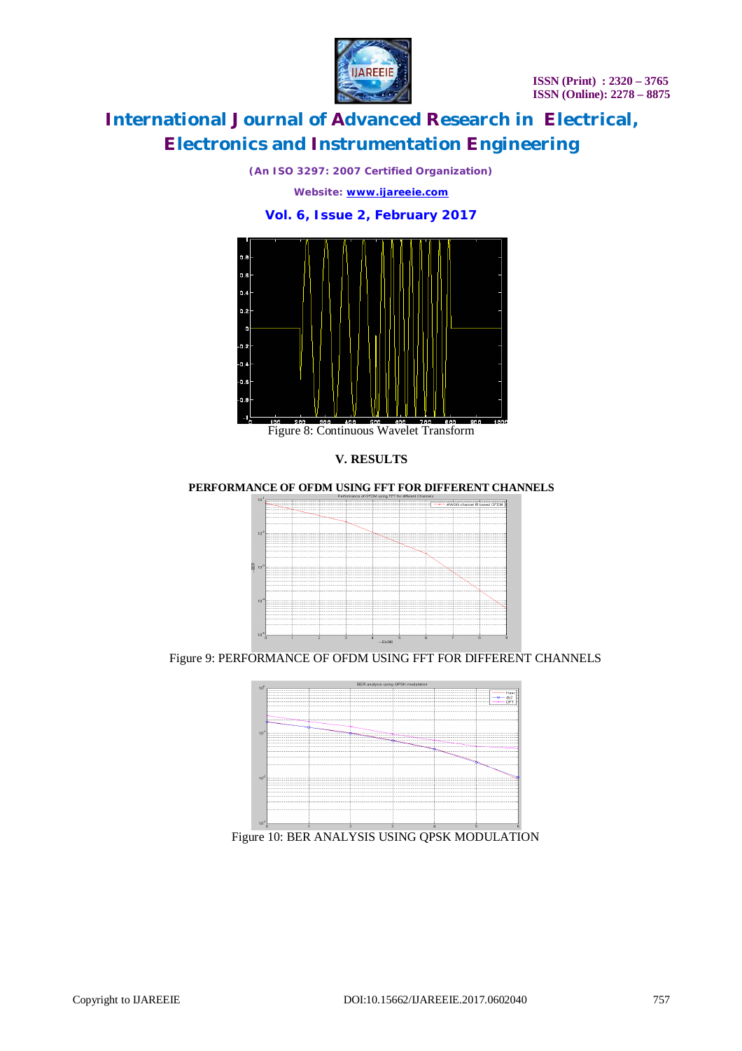Figure 8: Continuous Wavelet Transform

## V. RESULTS

**PERFORMANCE OF OFDM USING FFT FOR DIFFERENT CHANNELS**

Figure 9: PERFORMANCE OF OFDM USING FFT FOR DIFFERENT CHANNELS

Figure 10: BER ANALYSIS USING QPSK MODULATION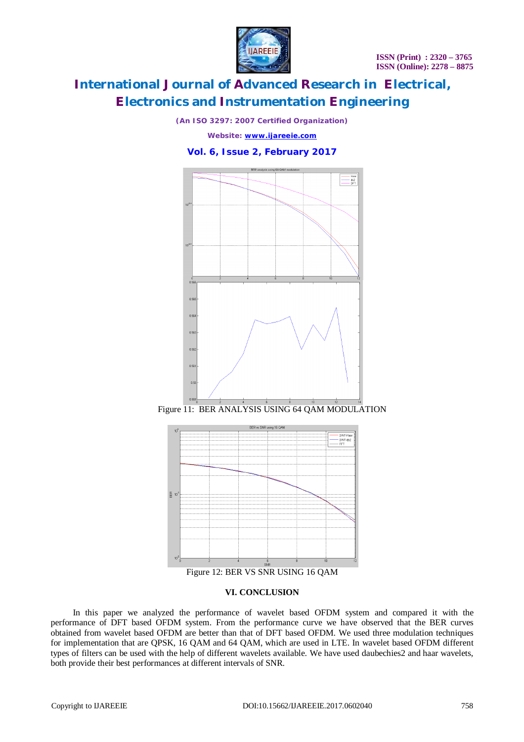Figure 11: BER ANALYSIS USING 64 QAM MODULATION

Figure 12: BER VS SNR USING 16 QAM

## VI. CONCLUSION

In this paper we analyzed the performance of wavelet based OFDM system and compared it with the performance of DFT based OFDM system. From the performance curve we have observed that the BER curves obtained from wavelet based OFDM are better than that of DFT based OFDM. We used three modulation techniques for implementation that are QPSK, 16 QAM and 64 QAM, which are used in LTE. In wavelet based OFDM different types of filters can be used with the help of different wavelets available. We have used daubechies2 and haar wavelets, both provide their best performances at different intervals of SNR.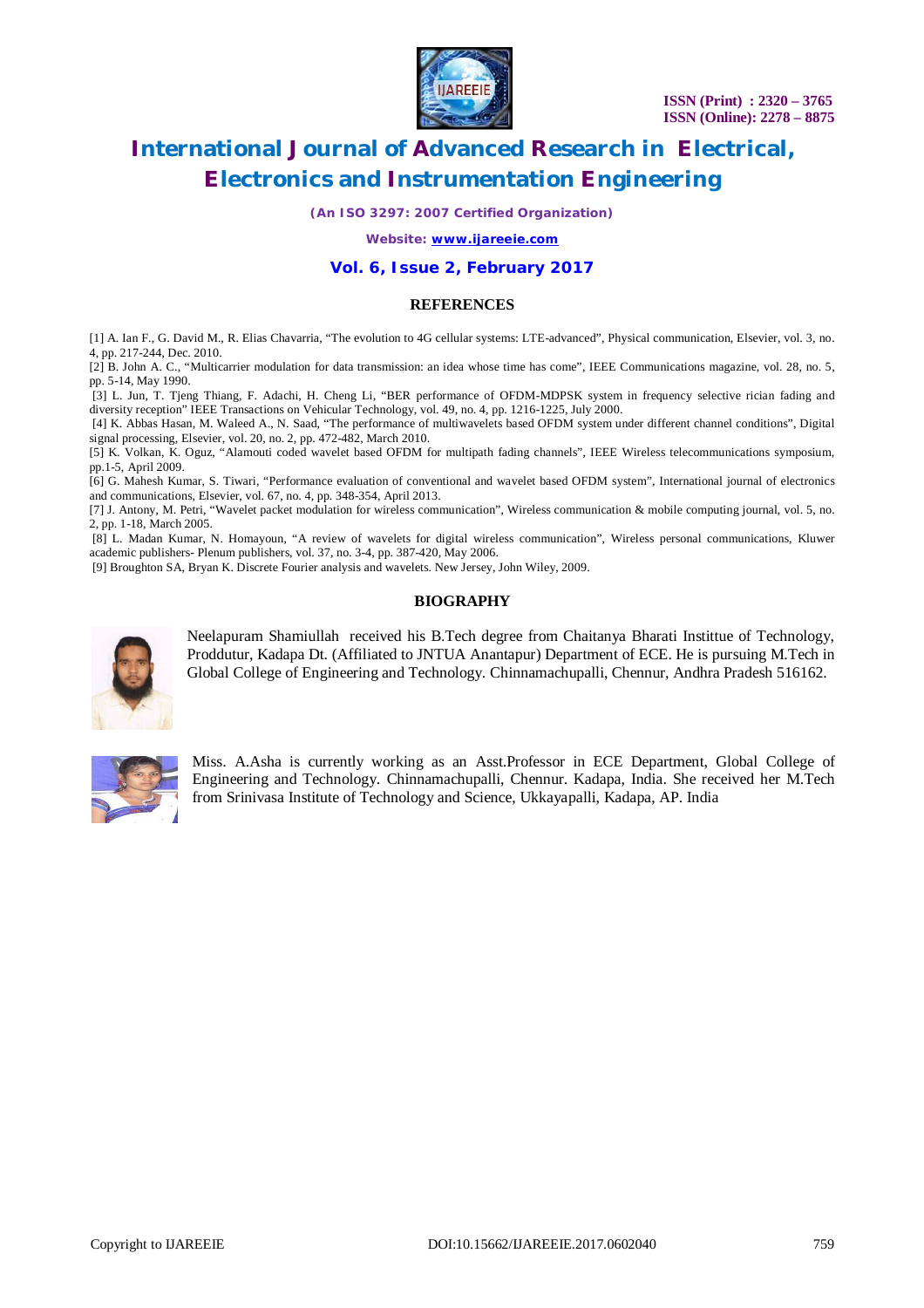## REFERENCES

[1] A. Ian F., G. David M., R. Elias Chavarria, "The evolution to 4G cellular systems: LTE-advanced", Physical communication, Elsevier, vol. 3, no. 4, pp. 217-244, Dec. 2010.

[2] B. John A. C., "Multicarrier modulation for data transmission: an idea whose time has come", IEEE Communications magazine, vol. 28, no. 5, pp. 5-14, May 1990.

[3] L. Jun, T. Tjeng Thiang, F. Adachi, H. Cheng Li, "BER performance of OFDM-MDPSK system in frequency selective rician fading and diversity reception" IEEE Transactions on Vehicular Technology, vol. 49, no. 4, pp. 1216-1225, July 2000.

[4] K. Abbas Hasan, M. Waleed A., N. Saad, "The performance of multiwavelets based OFDM system under different channel conditions", Digital signal processing, Elsevier, vol. 20, no. 2, pp. 472-482, March 2010.

[5] K. Volkan, K. Oguz, "Alamouti coded wavelet based OFDM for multipath fading channels", IEEE Wireless telecommunications symposium, pp.1-5, April 2009.

[6] G. Mahesh Kumar, S. Tiwari, "Performance evaluation of conventional and wavelet based OFDM system", International journal of electronics and communications, Elsevier, vol. 67, no. 4, pp. 348-354, April 2013.

[7] J. Antony, M. Petri, "Wavelet packet modulation for wireless communication", Wireless communication & mobile computing journal, vol. 5, no. 2, pp. 1-18, March 2005.

[8] L. Madan Kumar, N. Homayoun, "A review of wavelets for digital wireless communication", Wireless personal communications, Kluwer academic publishers- Plenum publishers, vol. 37, no. 3-4, pp. 387-420, May 2006.

[9] Broughton SA, Bryan K. Discrete Fourier analysis and wavelets. New Jersey, John Wiley, 2009.

## BIOGRAPHY

Neelapuram Shamiullah received his B.Tech degree from Chaitanya Bharati Instittue of Technology, Proddutur, Kadapa Dt. (Affiliated to JNTUA Anantapur) Department of ECE. He is pursuing M.Tech in Global College of Engineering and Technology. Chinnamachupalli, Chennur, Andhra Pradesh 516162.

Miss. A.Asha is currently working as an Asst.Professor in ECE Department, Global College of Engineering and Technology. Chinnamachupalli, Chennur. Kadapa, India. She received her M.Tech from Srinivasa Institute of Technology and Science, Ukkayapalli, Kadapa, AP. India